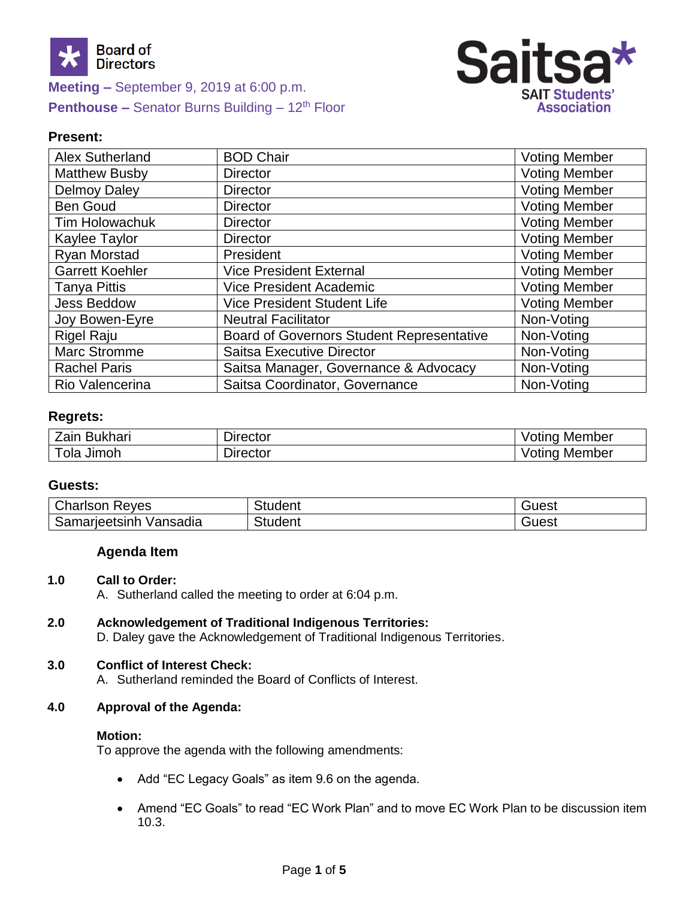Board of Directors

**Meeting –** September 9, 2019 at 6:00 p.m.
**Penthouse –** Senator Burns Building – 12th Floor

Saitsa SAIT Students' Association

**Present:**

| | | |
|---|---|---|
| Alex Sutherland | BOD Chair | Voting Member |
| Matthew Busby | Director | Voting Member |
| Delmoy Daley | Director | Voting Member |
| Ben Goud | Director | Voting Member |
| Tim Holowachuk | Director | Voting Member |
| Kaylee Taylor | Director | Voting Member |
| Ryan Morstad | President | Voting Member |
| Garrett Koehler | Vice President External | Voting Member |
| Tanya Pittis | Vice President Academic | Voting Member |
| Jess Beddow | Vice President Student Life | Voting Member |
| Joy Bowen-Eyre | Neutral Facilitator | Non-Voting |
| Rigel Raju | Board of Governors Student Representative | Non-Voting |
| Marc Stromme | Saitsa Executive Director | Non-Voting |
| Rachel Paris | Saitsa Manager, Governance & Advocacy | Non-Voting |
| Rio Valencerina | Saitsa Coordinator, Governance | Non-Voting |

**Regrets:**

| | | |
|---|---|---|
| Zain Bukhari | Director | Voting Member |
| Tola Jimoh | Director | Voting Member |

**Guests:**

| | | |
|---|---|---|
| Charlson Reyes | Student | Guest |
| Samarjeetsinh Vansadia | Student | Guest |

**Agenda Item**

**1.0 Call to Order:**
A. Sutherland called the meeting to order at 6:04 p.m.

**2.0 Acknowledgement of Traditional Indigenous Territories:**
D. Daley gave the Acknowledgement of Traditional Indigenous Territories.

**3.0 Conflict of Interest Check:**
A. Sutherland reminded the Board of Conflicts of Interest.

**4.0 Approval of the Agenda:**

**Motion:**
To approve the agenda with the following amendments:

- Add "EC Legacy Goals" as item 9.6 on the agenda.
- Amend "EC Goals" to read "EC Work Plan" and to move EC Work Plan to be discussion item 10.3.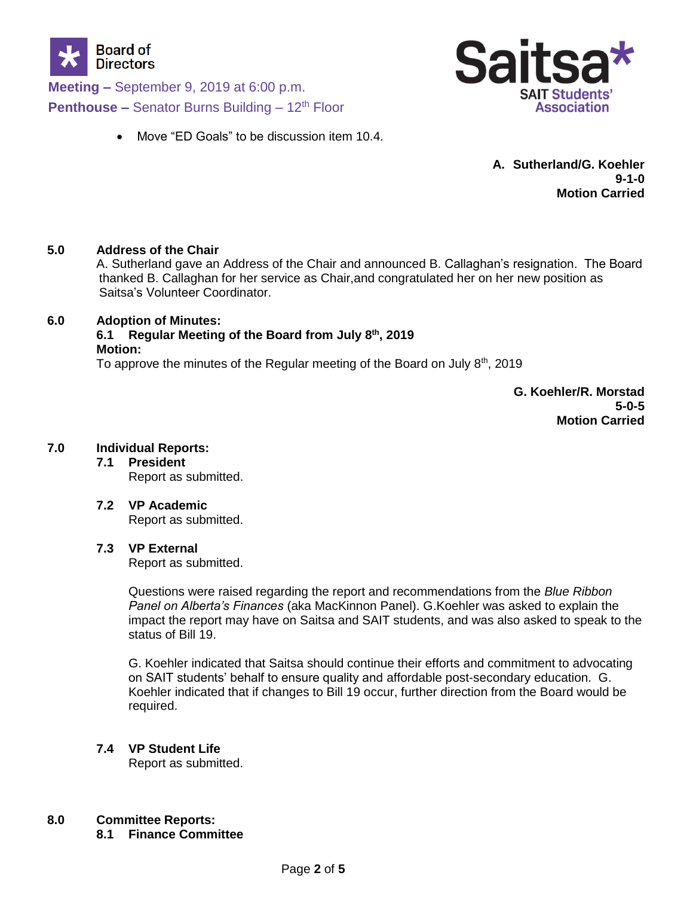- Move "ED Goals" to be discussion item 10.4.

**A. Sutherland/G. Koehler**
**9-1-0**
**Motion Carried**

## 5.0 Address of the Chair

A. Sutherland gave an Address of the Chair and announced B. Callaghan's resignation. The Board thanked B. Callaghan for her service as Chair,and congratulated her on her new position as Saitsa's Volunteer Coordinator.

## 6.0 Adoption of Minutes:

### 6.1 Regular Meeting of the Board from July 8th, 2019

**Motion:**

To approve the minutes of the Regular meeting of the Board on July 8th, 2019

**G. Koehler/R. Morstad**
**5-0-5**
**Motion Carried**

## 7.0 Individual Reports:

### 7.1 President

Report as submitted.

### 7.2 VP Academic

Report as submitted.

### 7.3 VP External

Report as submitted.

Questions were raised regarding the report and recommendations from the *Blue Ribbon Panel on Alberta's Finances* (aka MacKinnon Panel). G.Koehler was asked to explain the impact the report may have on Saitsa and SAIT students, and was also asked to speak to the status of Bill 19.

G. Koehler indicated that Saitsa should continue their efforts and commitment to advocating on SAIT students' behalf to ensure quality and affordable post-secondary education. G. Koehler indicated that if changes to Bill 19 occur, further direction from the Board would be required.

### 7.4 VP Student Life

Report as submitted.

## 8.0 Committee Reports:

### 8.1 Finance Committee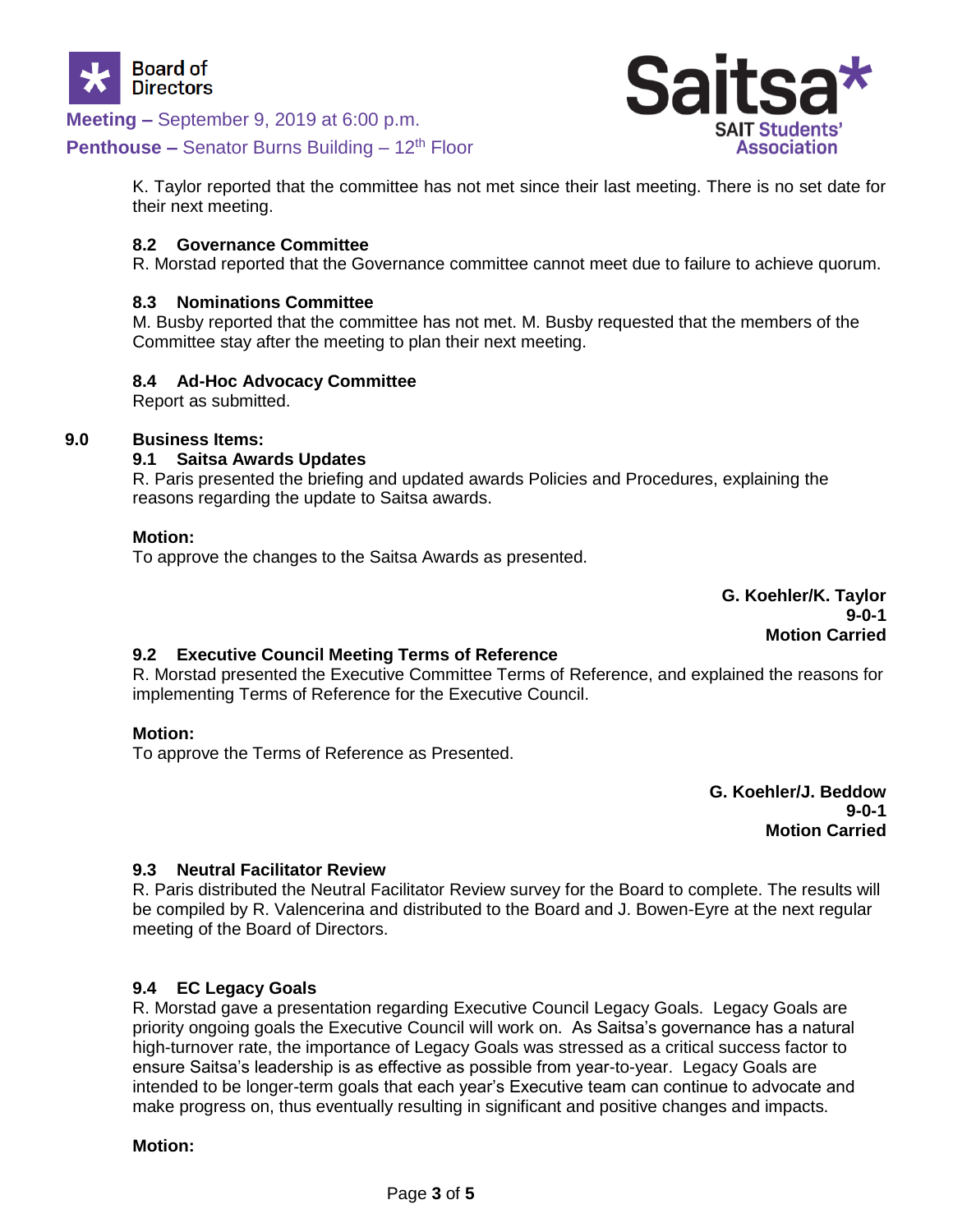K. Taylor reported that the committee has not met since their last meeting. There is no set date for their next meeting.

### 8.2 Governance Committee

R. Morstad reported that the Governance committee cannot meet due to failure to achieve quorum.

### 8.3 Nominations Committee

M. Busby reported that the committee has not met. M. Busby requested that the members of the Committee stay after the meeting to plan their next meeting.

### 8.4 Ad-Hoc Advocacy Committee

Report as submitted.

## 9.0 Business Items:

### 9.1 Saitsa Awards Updates

R. Paris presented the briefing and updated awards Policies and Procedures, explaining the reasons regarding the update to Saitsa awards.

**Motion:**

To approve the changes to the Saitsa Awards as presented.

**G. Koehler/K. Taylor**
**9-0-1**
**Motion Carried**

### 9.2 Executive Council Meeting Terms of Reference

R. Morstad presented the Executive Committee Terms of Reference, and explained the reasons for implementing Terms of Reference for the Executive Council.

**Motion:**

To approve the Terms of Reference as Presented.

**G. Koehler/J. Beddow**
**9-0-1**
**Motion Carried**

### 9.3 Neutral Facilitator Review

R. Paris distributed the Neutral Facilitator Review survey for the Board to complete. The results will be compiled by R. Valencerina and distributed to the Board and J. Bowen-Eyre at the next regular meeting of the Board of Directors.

### 9.4 EC Legacy Goals

R. Morstad gave a presentation regarding Executive Council Legacy Goals. Legacy Goals are priority ongoing goals the Executive Council will work on. As Saitsa's governance has a natural high-turnover rate, the importance of Legacy Goals was stressed as a critical success factor to ensure Saitsa's leadership is as effective as possible from year-to-year. Legacy Goals are intended to be longer-term goals that each year's Executive team can continue to advocate and make progress on, thus eventually resulting in significant and positive changes and impacts.

**Motion:**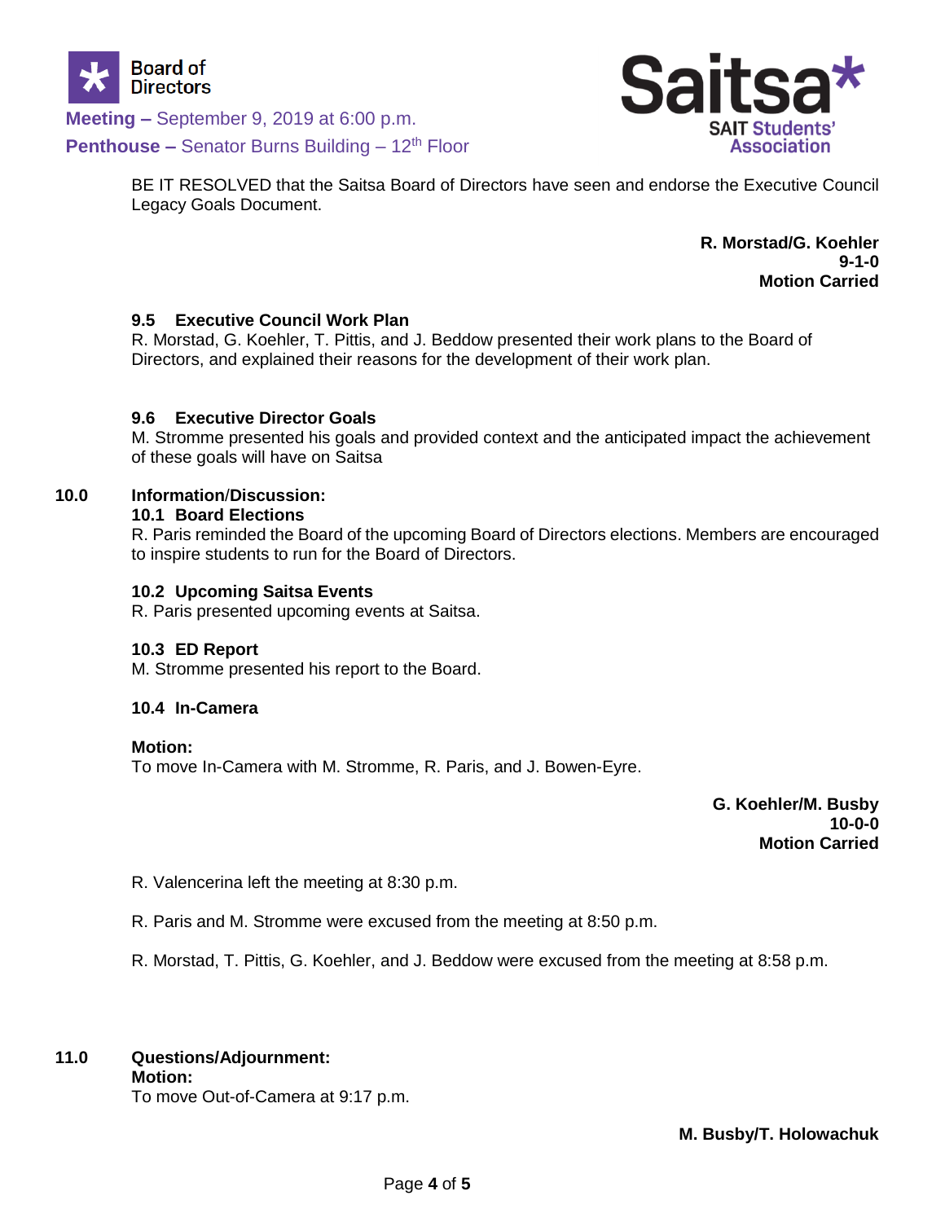BE IT RESOLVED that the Saitsa Board of Directors have seen and endorse the Executive Council Legacy Goals Document.

**R. Morstad/G. Koehler**
**9-1-0**
**Motion Carried**

### 9.5 Executive Council Work Plan

R. Morstad, G. Koehler, T. Pittis, and J. Beddow presented their work plans to the Board of Directors, and explained their reasons for the development of their work plan.

### 9.6 Executive Director Goals

M. Stromme presented his goals and provided context and the anticipated impact the achievement of these goals will have on Saitsa

## 10.0 Information/Discussion:

### 10.1 Board Elections

R. Paris reminded the Board of the upcoming Board of Directors elections. Members are encouraged to inspire students to run for the Board of Directors.

### 10.2 Upcoming Saitsa Events

R. Paris presented upcoming events at Saitsa.

### 10.3 ED Report

M. Stromme presented his report to the Board.

### 10.4 In-Camera

**Motion:**
To move In-Camera with M. Stromme, R. Paris, and J. Bowen-Eyre.

**G. Koehler/M. Busby**
**10-0-0**
**Motion Carried**

R. Valencerina left the meeting at 8:30 p.m.

R. Paris and M. Stromme were excused from the meeting at 8:50 p.m.

R. Morstad, T. Pittis, G. Koehler, and J. Beddow were excused from the meeting at 8:58 p.m.

## 11.0 Questions/Adjournment:

**Motion:**
To move Out-of-Camera at 9:17 p.m.

**M. Busby/T. Holowachuk**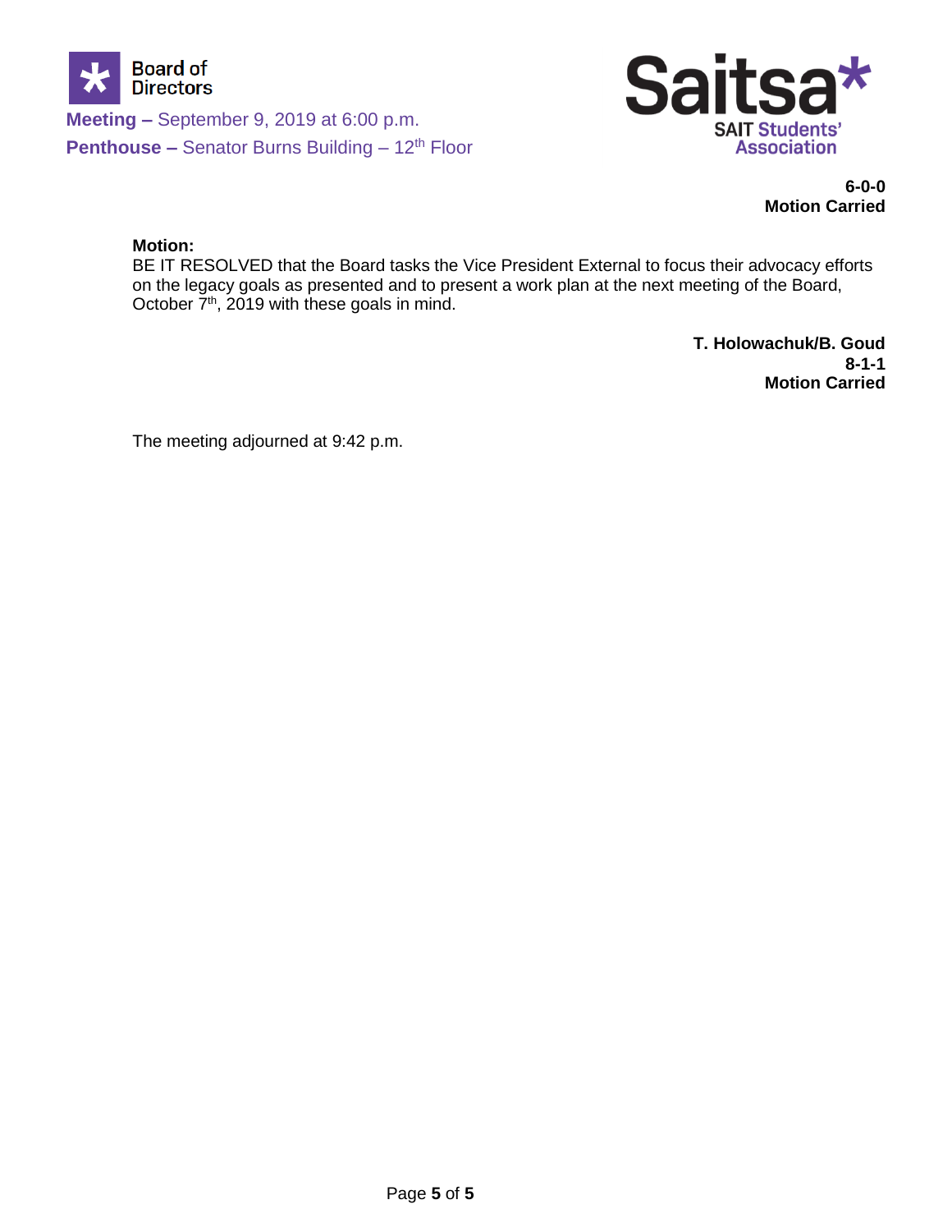**6-0-0**
**Motion Carried**

**Motion:**
BE IT RESOLVED that the Board tasks the Vice President External to focus their advocacy efforts on the legacy goals as presented and to present a work plan at the next meeting of the Board, October 7th, 2019 with these goals in mind.

**T. Holowachuk/B. Goud**
**8-1-1**
**Motion Carried**

The meeting adjourned at 9:42 p.m.